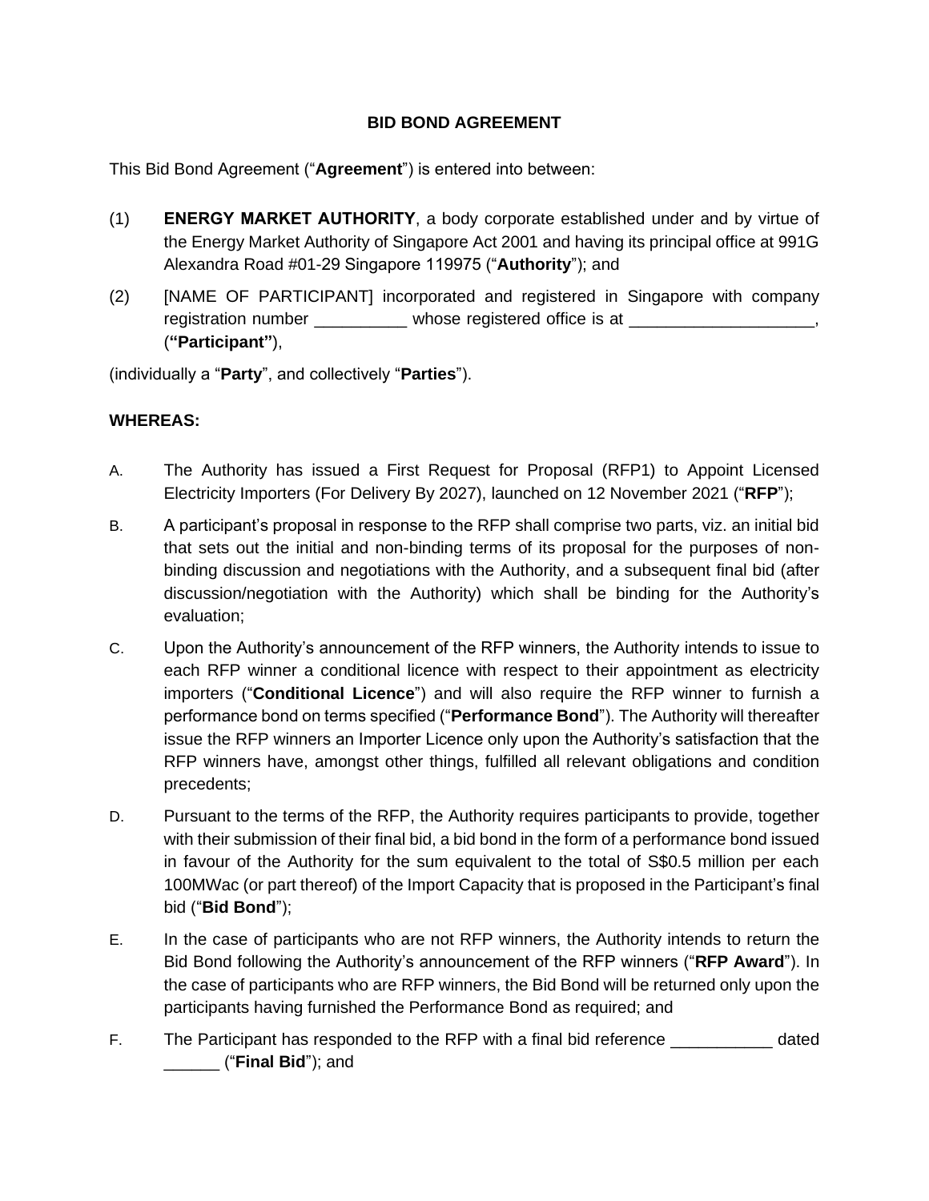**BID BOND AGREEMENT**

This Bid Bond Agreement ("**Agreement**") is entered into between:

(1) **ENERGY MARKET AUTHORITY**, a body corporate established under and by virtue of the Energy Market Authority of Singapore Act 2001 and having its principal office at 991G Alexandra Road #01-29 Singapore 119975 ("**Authority**"); and

(2) [NAME OF PARTICIPANT] incorporated and registered in Singapore with company registration number __________ whose registered office is at ____________________, (**"Participant"**),

(individually a "**Party**", and collectively "**Parties**").

**WHEREAS:**

A. The Authority has issued a First Request for Proposal (RFP1) to Appoint Licensed Electricity Importers (For Delivery By 2027), launched on 12 November 2021 ("**RFP**");

B. A participant's proposal in response to the RFP shall comprise two parts, viz. an initial bid that sets out the initial and non-binding terms of its proposal for the purposes of non-binding discussion and negotiations with the Authority, and a subsequent final bid (after discussion/negotiation with the Authority) which shall be binding for the Authority's evaluation;

C. Upon the Authority's announcement of the RFP winners, the Authority intends to issue to each RFP winner a conditional licence with respect to their appointment as electricity importers ("**Conditional Licence**") and will also require the RFP winner to furnish a performance bond on terms specified ("**Performance Bond**"). The Authority will thereafter issue the RFP winners an Importer Licence only upon the Authority's satisfaction that the RFP winners have, amongst other things, fulfilled all relevant obligations and condition precedents;

D. Pursuant to the terms of the RFP, the Authority requires participants to provide, together with their submission of their final bid, a bid bond in the form of a performance bond issued in favour of the Authority for the sum equivalent to the total of S$0.5 million per each 100MWac (or part thereof) of the Import Capacity that is proposed in the Participant's final bid ("**Bid Bond**");

E. In the case of participants who are not RFP winners, the Authority intends to return the Bid Bond following the Authority's announcement of the RFP winners ("**RFP Award**"). In the case of participants who are RFP winners, the Bid Bond will be returned only upon the participants having furnished the Performance Bond as required; and

F. The Participant has responded to the RFP with a final bid reference ___________ dated ______ ("**Final Bid**"); and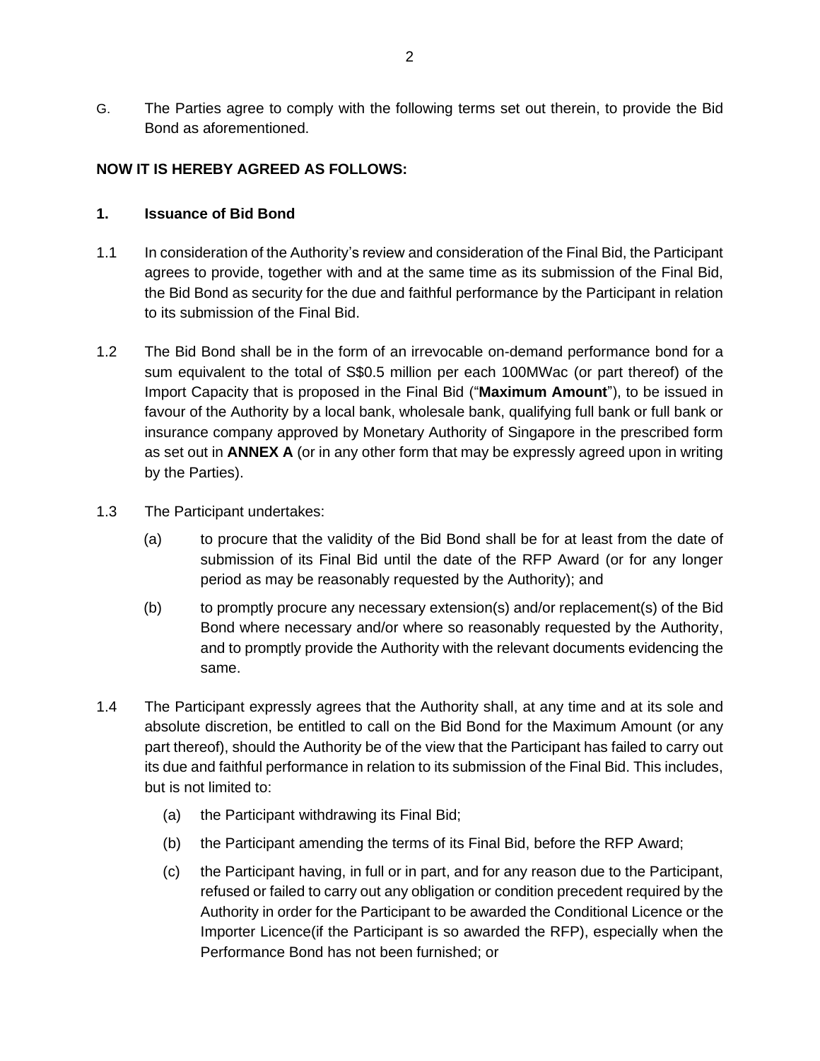G. The Parties agree to comply with the following terms set out therein, to provide the Bid Bond as aforementioned.

**NOW IT IS HEREBY AGREED AS FOLLOWS:**

**1. Issuance of Bid Bond**

1.1 In consideration of the Authority's review and consideration of the Final Bid, the Participant agrees to provide, together with and at the same time as its submission of the Final Bid, the Bid Bond as security for the due and faithful performance by the Participant in relation to its submission of the Final Bid.

1.2 The Bid Bond shall be in the form of an irrevocable on-demand performance bond for a sum equivalent to the total of S$0.5 million per each 100MWac (or part thereof) of the Import Capacity that is proposed in the Final Bid ("**Maximum Amount**"), to be issued in favour of the Authority by a local bank, wholesale bank, qualifying full bank or full bank or insurance company approved by Monetary Authority of Singapore in the prescribed form as set out in **ANNEX A** (or in any other form that may be expressly agreed upon in writing by the Parties).

1.3 The Participant undertakes:

(a) to procure that the validity of the Bid Bond shall be for at least from the date of submission of its Final Bid until the date of the RFP Award (or for any longer period as may be reasonably requested by the Authority); and

(b) to promptly procure any necessary extension(s) and/or replacement(s) of the Bid Bond where necessary and/or where so reasonably requested by the Authority, and to promptly provide the Authority with the relevant documents evidencing the same.

1.4 The Participant expressly agrees that the Authority shall, at any time and at its sole and absolute discretion, be entitled to call on the Bid Bond for the Maximum Amount (or any part thereof), should the Authority be of the view that the Participant has failed to carry out its due and faithful performance in relation to its submission of the Final Bid. This includes, but is not limited to:

(a) the Participant withdrawing its Final Bid;

(b) the Participant amending the terms of its Final Bid, before the RFP Award;

(c) the Participant having, in full or in part, and for any reason due to the Participant, refused or failed to carry out any obligation or condition precedent required by the Authority in order for the Participant to be awarded the Conditional Licence or the Importer Licence(if the Participant is so awarded the RFP), especially when the Performance Bond has not been furnished; or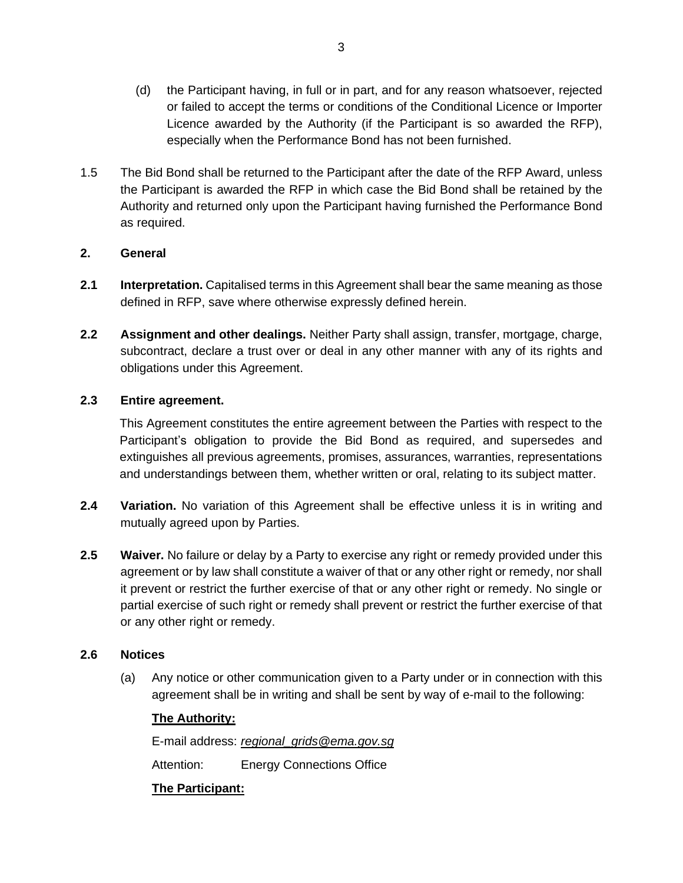(d) the Participant having, in full or in part, and for any reason whatsoever, rejected or failed to accept the terms or conditions of the Conditional Licence or Importer Licence awarded by the Authority (if the Participant is so awarded the RFP), especially when the Performance Bond has not been furnished.

1.5 The Bid Bond shall be returned to the Participant after the date of the RFP Award, unless the Participant is awarded the RFP in which case the Bid Bond shall be retained by the Authority and returned only upon the Participant having furnished the Performance Bond as required.

**2. General**

**2.1 Interpretation.** Capitalised terms in this Agreement shall bear the same meaning as those defined in RFP, save where otherwise expressly defined herein.

**2.2 Assignment and other dealings.** Neither Party shall assign, transfer, mortgage, charge, subcontract, declare a trust over or deal in any other manner with any of its rights and obligations under this Agreement.

**2.3 Entire agreement.**

This Agreement constitutes the entire agreement between the Parties with respect to the Participant's obligation to provide the Bid Bond as required, and supersedes and extinguishes all previous agreements, promises, assurances, warranties, representations and understandings between them, whether written or oral, relating to its subject matter.

**2.4 Variation.** No variation of this Agreement shall be effective unless it is in writing and mutually agreed upon by Parties.

**2.5 Waiver.** No failure or delay by a Party to exercise any right or remedy provided under this agreement or by law shall constitute a waiver of that or any other right or remedy, nor shall it prevent or restrict the further exercise of that or any other right or remedy. No single or partial exercise of such right or remedy shall prevent or restrict the further exercise of that or any other right or remedy.

**2.6 Notices**

(a) Any notice or other communication given to a Party under or in connection with this agreement shall be in writing and shall be sent by way of e-mail to the following:

**The Authority:**

E-mail address: *regional_grids@ema.gov.sg*

Attention: Energy Connections Office

**The Participant:**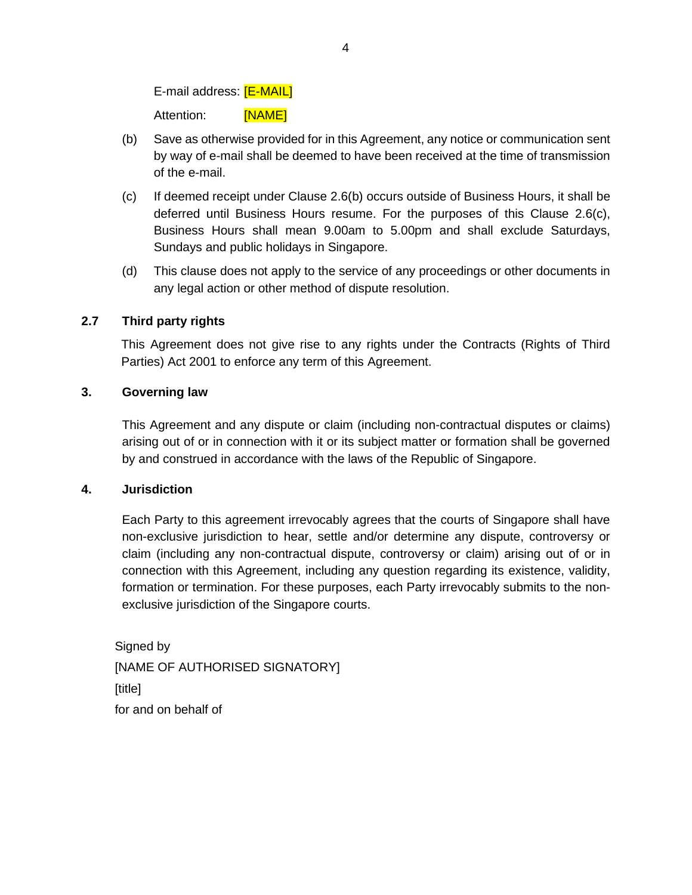E-mail address: [E-MAIL]

Attention: [NAME]

(b) Save as otherwise provided for in this Agreement, any notice or communication sent by way of e-mail shall be deemed to have been received at the time of transmission of the e-mail.

(c) If deemed receipt under Clause 2.6(b) occurs outside of Business Hours, it shall be deferred until Business Hours resume. For the purposes of this Clause 2.6(c), Business Hours shall mean 9.00am to 5.00pm and shall exclude Saturdays, Sundays and public holidays in Singapore.

(d) This clause does not apply to the service of any proceedings or other documents in any legal action or other method of dispute resolution.

**2.7 Third party rights**

This Agreement does not give rise to any rights under the Contracts (Rights of Third Parties) Act 2001 to enforce any term of this Agreement.

**3. Governing law**

This Agreement and any dispute or claim (including non-contractual disputes or claims) arising out of or in connection with it or its subject matter or formation shall be governed by and construed in accordance with the laws of the Republic of Singapore.

**4. Jurisdiction**

Each Party to this agreement irrevocably agrees that the courts of Singapore shall have non-exclusive jurisdiction to hear, settle and/or determine any dispute, controversy or claim (including any non-contractual dispute, controversy or claim) arising out of or in connection with this Agreement, including any question regarding its existence, validity, formation or termination. For these purposes, each Party irrevocably submits to the non-exclusive jurisdiction of the Singapore courts.

Signed by

[NAME OF AUTHORISED SIGNATORY]

[title]

for and on behalf of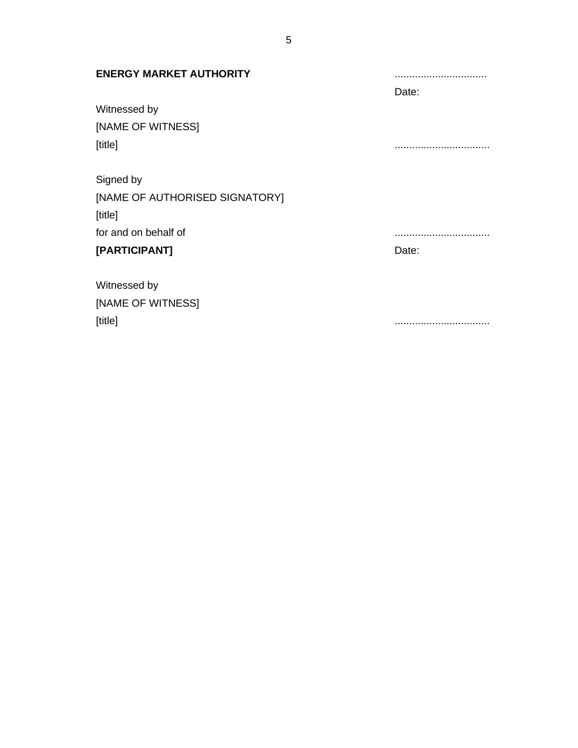**ENERGY MARKET AUTHORITY** ................................

Date:

Witnessed by

[NAME OF WITNESS]

[title] ................................

Signed by

[NAME OF AUTHORISED SIGNATORY]

[title]

for and on behalf of ................................

**[PARTICIPANT]** Date:

Witnessed by

[NAME OF WITNESS]

[title] ................................